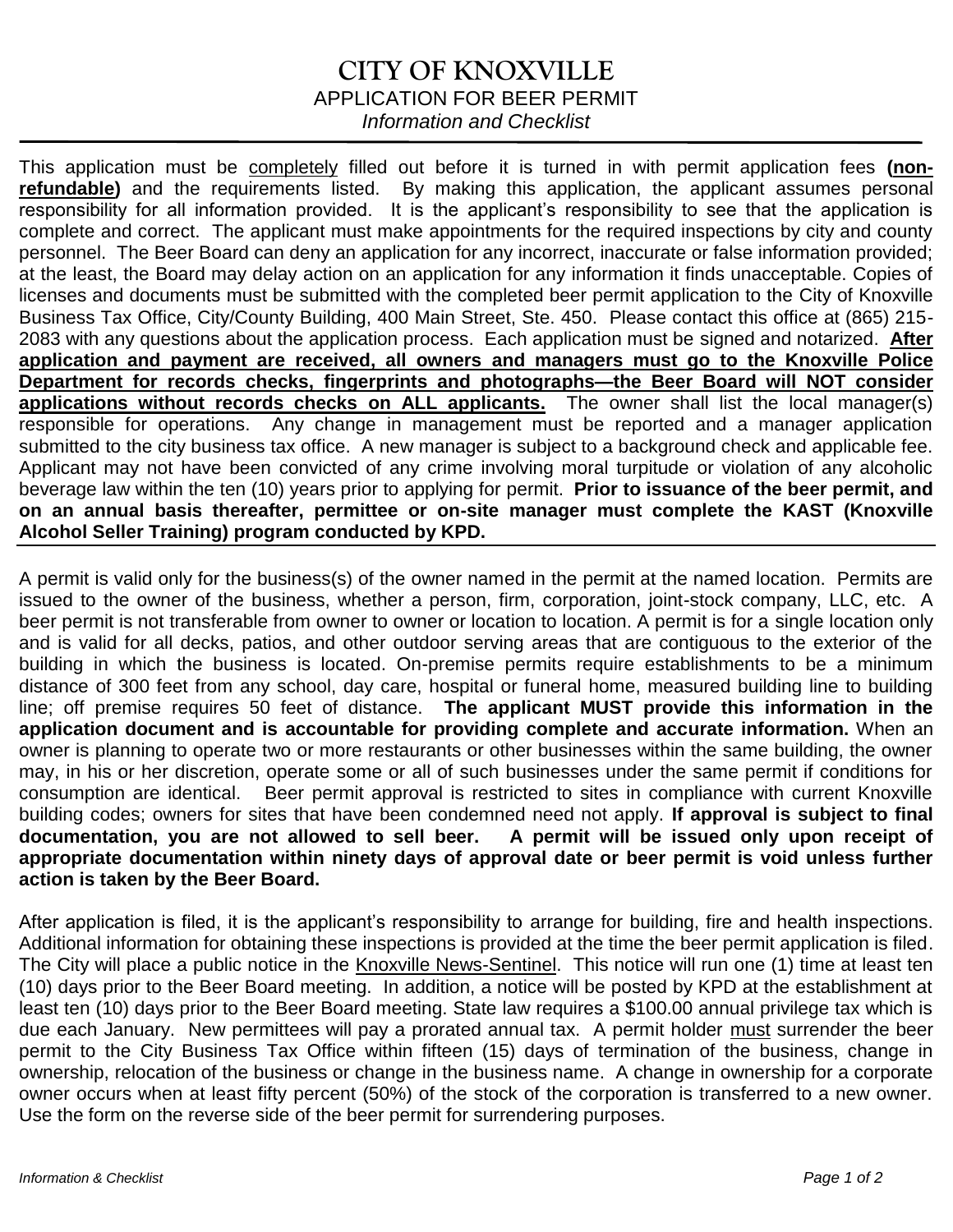# CITY OF KNOXVILLE

## APPLICATION FOR BEER PERMIT

*Information and Checklist*

This application must be completely filled out before it is turned in with permit application fees **(non-refundable)** and the requirements listed. By making this application, the applicant assumes personal responsibility for all information provided. It is the applicant's responsibility to see that the application is complete and correct. The applicant must make appointments for the required inspections by city and county personnel. The Beer Board can deny an application for any incorrect, inaccurate or false information provided; at the least, the Board may delay action on an application for any information it finds unacceptable. Copies of licenses and documents must be submitted with the completed beer permit application to the City of Knoxville Business Tax Office, City/County Building, 400 Main Street, Ste. 450. Please contact this office at (865) 215-2083 with any questions about the application process. Each application must be signed and notarized. **After application and payment are received, all owners and managers must go to the Knoxville Police Department for records checks, fingerprints and photographs—the Beer Board will NOT consider applications without records checks on ALL applicants.** The owner shall list the local manager(s) responsible for operations. Any change in management must be reported and a manager application submitted to the city business tax office. A new manager is subject to a background check and applicable fee. Applicant may not have been convicted of any crime involving moral turpitude or violation of any alcoholic beverage law within the ten (10) years prior to applying for permit. **Prior to issuance of the beer permit, and on an annual basis thereafter, permittee or on-site manager must complete the KAST (Knoxville Alcohol Seller Training) program conducted by KPD.**

A permit is valid only for the business(s) of the owner named in the permit at the named location. Permits are issued to the owner of the business, whether a person, firm, corporation, joint-stock company, LLC, etc. A beer permit is not transferable from owner to owner or location to location. A permit is for a single location only and is valid for all decks, patios, and other outdoor serving areas that are contiguous to the exterior of the building in which the business is located. On-premise permits require establishments to be a minimum distance of 300 feet from any school, day care, hospital or funeral home, measured building line to building line; off premise requires 50 feet of distance. **The applicant MUST provide this information in the application document and is accountable for providing complete and accurate information.** When an owner is planning to operate two or more restaurants or other businesses within the same building, the owner may, in his or her discretion, operate some or all of such businesses under the same permit if conditions for consumption are identical. Beer permit approval is restricted to sites in compliance with current Knoxville building codes; owners for sites that have been condemned need not apply. **If approval is subject to final documentation, you are not allowed to sell beer. A permit will be issued only upon receipt of appropriate documentation within ninety days of approval date or beer permit is void unless further action is taken by the Beer Board.**

After application is filed, it is the applicant's responsibility to arrange for building, fire and health inspections. Additional information for obtaining these inspections is provided at the time the beer permit application is filed. The City will place a public notice in the Knoxville News-Sentinel. This notice will run one (1) time at least ten (10) days prior to the Beer Board meeting. In addition, a notice will be posted by KPD at the establishment at least ten (10) days prior to the Beer Board meeting. State law requires a $100.00 annual privilege tax which is due each January. New permittees will pay a prorated annual tax. A permit holder must surrender the beer permit to the City Business Tax Office within fifteen (15) days of termination of the business, change in ownership, relocation of the business or change in the business name. A change in ownership for a corporate owner occurs when at least fifty percent (50%) of the stock of the corporation is transferred to a new owner. Use the form on the reverse side of the beer permit for surrendering purposes.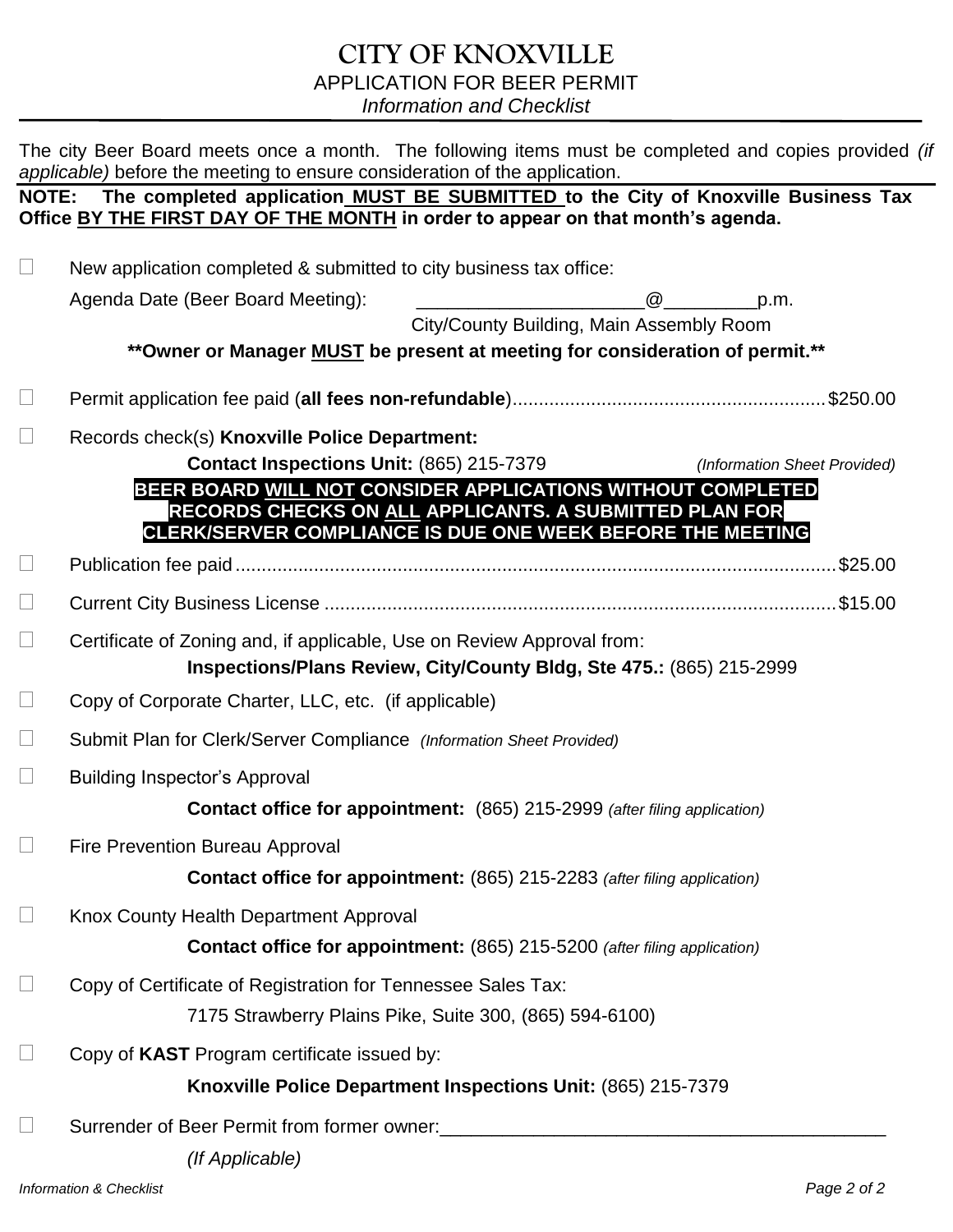# CITY OF KNOXVILLE

## APPLICATION FOR BEER PERMIT

*Information and Checklist*

The city Beer Board meets once a month. The following items must be completed and copies provided *(if applicable)* before the meeting to ensure consideration of the application.

**NOTE: The completed application MUST BE SUBMITTED to the City of Knoxville Business Tax Office BY THE FIRST DAY OF THE MONTH in order to appear on that month's agenda.**

☐ New application completed & submitted to city business tax office:

Agenda Date (Beer Board Meeting): ______________________@_________p.m.

City/County Building, Main Assembly Room

**\*\*Owner or Manager MUST be present at meeting for consideration of permit.\*\***

☐ Permit application fee paid (**all fees non-refundable**)........................................................... $250.00

☐ Records check(s) **Knoxville Police Department:**

**Contact Inspections Unit:** (865) 215-7379 *(Information Sheet Provided)*

**BEER BOARD WILL NOT CONSIDER APPLICATIONS WITHOUT COMPLETED RECORDS CHECKS ON ALL APPLICANTS. A SUBMITTED PLAN FOR CLERK/SERVER COMPLIANCE IS DUE ONE WEEK BEFORE THE MEETING**

☐ Publication fee paid................................................................................................................ $25.00

☐ Current City Business License .................................................................................................. $15.00

☐ Certificate of Zoning and, if applicable, Use on Review Approval from:

**Inspections/Plans Review, City/County Bldg, Ste 475.:** (865) 215-2999

☐ Copy of Corporate Charter, LLC, etc. (if applicable)

☐ Submit Plan for Clerk/Server Compliance *(Information Sheet Provided)*

☐ Building Inspector's Approval

**Contact office for appointment:** (865) 215-2999 *(after filing application)*

☐ Fire Prevention Bureau Approval

**Contact office for appointment:** (865) 215-2283 *(after filing application)*

☐ Knox County Health Department Approval

**Contact office for appointment:** (865) 215-5200 *(after filing application)*

☐ Copy of Certificate of Registration for Tennessee Sales Tax:

7175 Strawberry Plains Pike, Suite 300, (865) 594-6100)

☐ Copy of **KAST** Program certificate issued by:

**Knoxville Police Department Inspections Unit:** (865) 215-7379

☐ Surrender of Beer Permit from former owner:_____________________________________________

*(If Applicable)*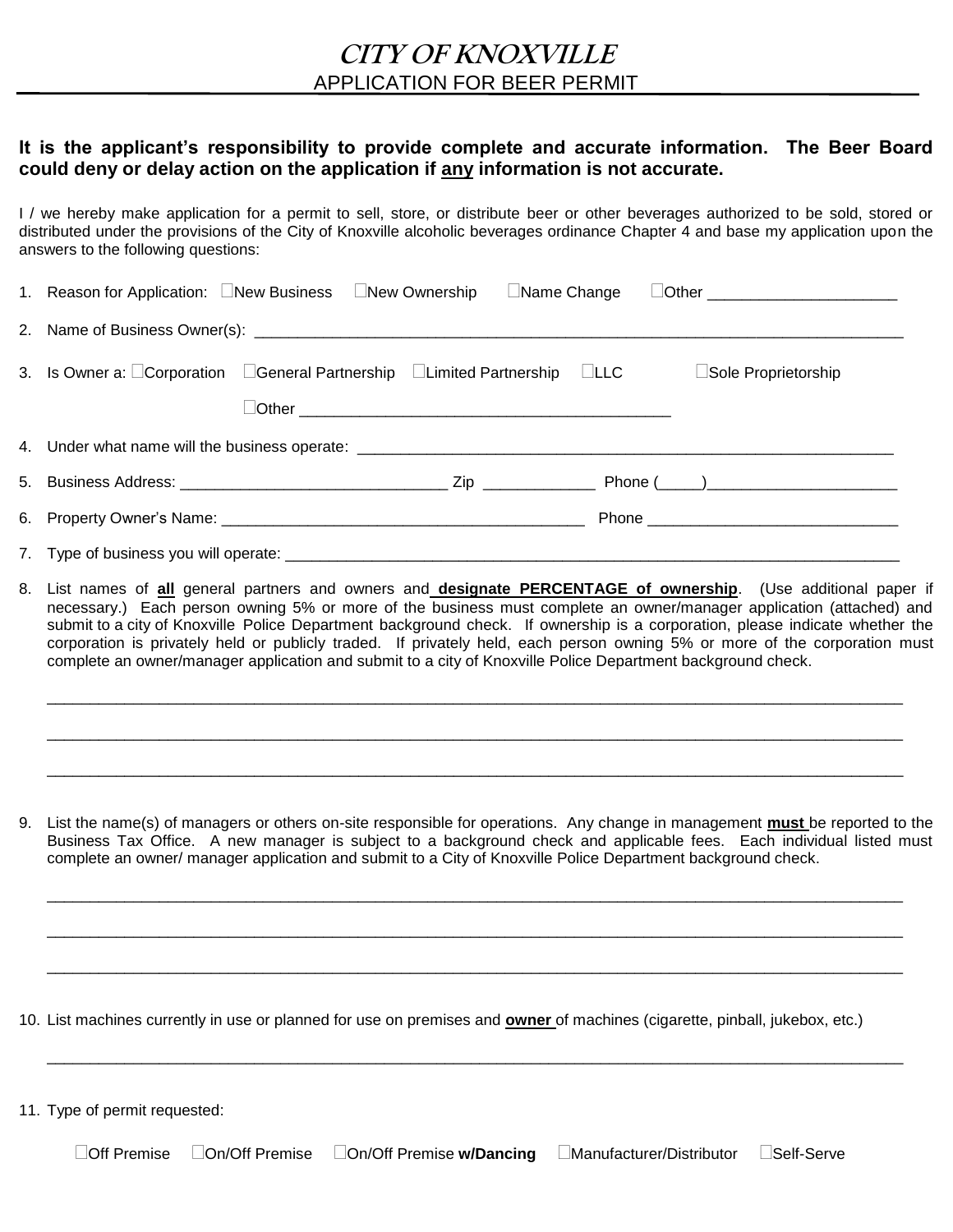# CITY OF KNOXVILLE

## APPLICATION FOR BEER PERMIT

**It is the applicant's responsibility to provide complete and accurate information. The Beer Board could deny or delay action on the application if any information is not accurate.**

I / we hereby make application for a permit to sell, store, or distribute beer or other beverages authorized to be sold, stored or distributed under the provisions of the City of Knoxville alcoholic beverages ordinance Chapter 4 and base my application upon the answers to the following questions:

1. Reason for Application: ☐New Business ☐New Ownership ☐Name Change ☐Other ____________________

2. Name of Business Owner(s): ______________________________________________________________________

3. Is Owner a: ☐Corporation ☐General Partnership ☐Limited Partnership ☐LLC ☐Sole Proprietorship

   ☐Other ________________________________________

4. Under what name will the business operate: ____________________________________________________________

5. Business Address: ____________________________ Zip ____________ Phone (_____)____________________

6. Property Owner's Name: ________________________________________ Phone ___________________________

7. Type of business you will operate: ______________________________________________________________________

8. List names of **all** general partners and owners and **designate PERCENTAGE of ownership**. (Use additional paper if necessary.) Each person owning 5% or more of the business must complete an owner/manager application (attached) and submit to a city of Knoxville Police Department background check. If ownership is a corporation, please indicate whether the corporation is privately held or publicly traded. If privately held, each person owning 5% or more of the corporation must complete an owner/manager application and submit to a city of Knoxville Police Department background check.

   ______________________________________________________________________________________________

   ______________________________________________________________________________________________

   ______________________________________________________________________________________________

9. List the name(s) of managers or others on-site responsible for operations. Any change in management **must** be reported to the Business Tax Office. A new manager is subject to a background check and applicable fees. Each individual listed must complete an owner/ manager application and submit to a City of Knoxville Police Department background check.

   ______________________________________________________________________________________________

   ______________________________________________________________________________________________

   ______________________________________________________________________________________________

10. List machines currently in use or planned for use on premises and **owner** of machines (cigarette, pinball, jukebox, etc.)

   ______________________________________________________________________________________________

11. Type of permit requested:

   ☐Off Premise ☐On/Off Premise ☐On/Off Premise **w/Dancing** ☐Manufacturer/Distributor ☐Self-Serve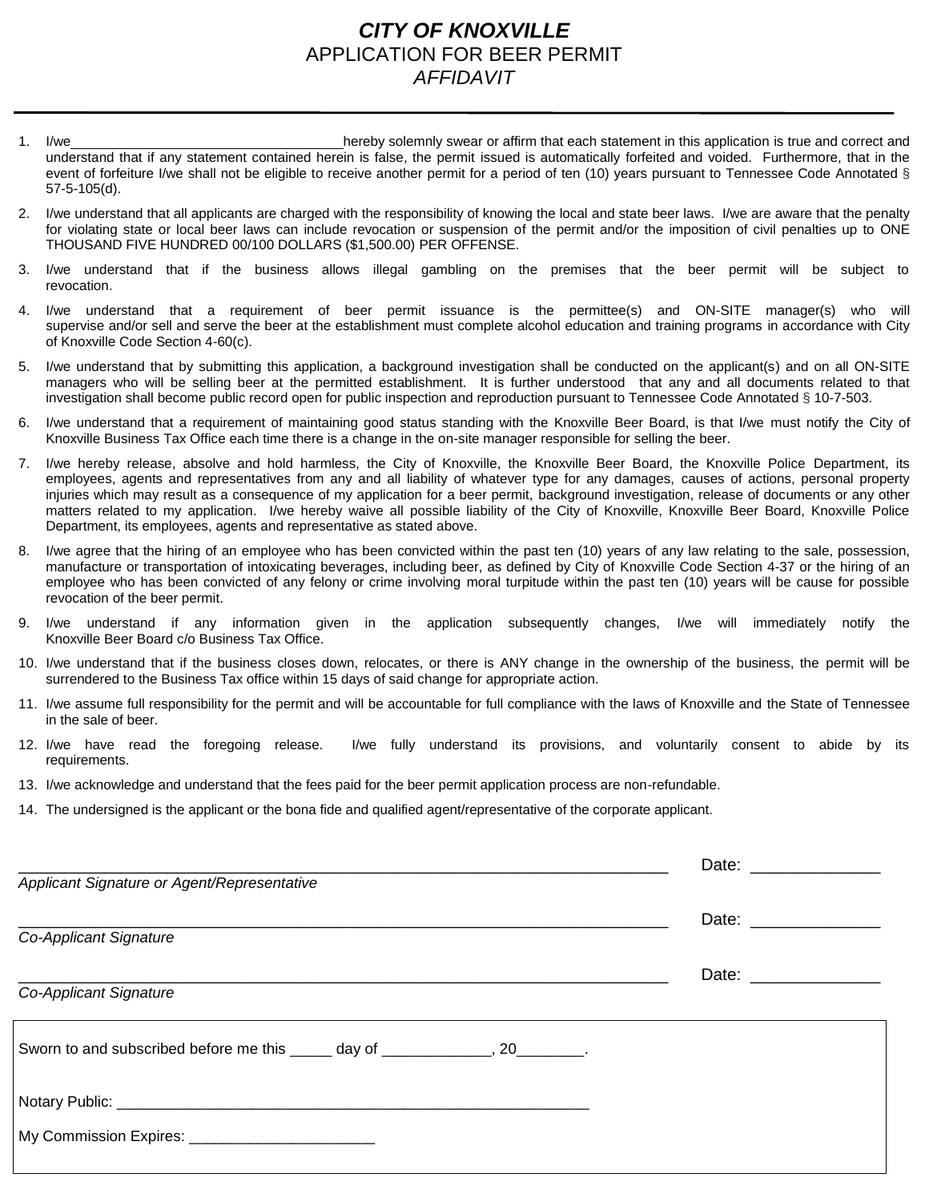# *CITY OF KNOXVILLE*

## APPLICATION FOR BEER PERMIT

### *AFFIDAVIT*

1. I/we___________________________________hereby solemnly swear or affirm that each statement in this application is true and correct and understand that if any statement contained herein is false, the permit issued is automatically forfeited and voided. Furthermore, that in the event of forfeiture I/we shall not be eligible to receive another permit for a period of ten (10) years pursuant to Tennessee Code Annotated § 57-5-105(d).
2. I/we understand that all applicants are charged with the responsibility of knowing the local and state beer laws. I/we are aware that the penalty for violating state or local beer laws can include revocation or suspension of the permit and/or the imposition of civil penalties up to ONE THOUSAND FIVE HUNDRED 00/100 DOLLARS ($1,500.00) PER OFFENSE.
3. I/we understand that if the business allows illegal gambling on the premises that the beer permit will be subject to revocation.
4. I/we understand that a requirement of beer permit issuance is the permittee(s) and ON-SITE manager(s) who will supervise and/or sell and serve the beer at the establishment must complete alcohol education and training programs in accordance with City of Knoxville Code Section 4-60(c).
5. I/we understand that by submitting this application, a background investigation shall be conducted on the applicant(s) and on all ON-SITE managers who will be selling beer at the permitted establishment. It is further understood that any and all documents related to that investigation shall become public record open for public inspection and reproduction pursuant to Tennessee Code Annotated § 10-7-503.
6. I/we understand that a requirement of maintaining good status standing with the Knoxville Beer Board, is that I/we must notify the City of Knoxville Business Tax Office each time there is a change in the on-site manager responsible for selling the beer.
7. I/we hereby release, absolve and hold harmless, the City of Knoxville, the Knoxville Beer Board, the Knoxville Police Department, its employees, agents and representatives from any and all liability of whatever type for any damages, causes of actions, personal property injuries which may result as a consequence of my application for a beer permit, background investigation, release of documents or any other matters related to my application. I/we hereby waive all possible liability of the City of Knoxville, Knoxville Beer Board, Knoxville Police Department, its employees, agents and representative as stated above.
8. I/we agree that the hiring of an employee who has been convicted within the past ten (10) years of any law relating to the sale, possession, manufacture or transportation of intoxicating beverages, including beer, as defined by City of Knoxville Code Section 4-37 or the hiring of an employee who has been convicted of any felony or crime involving moral turpitude within the past ten (10) years will be cause for possible revocation of the beer permit.
9. I/we understand if any information given in the application subsequently changes, I/we will immediately notify the Knoxville Beer Board c/o Business Tax Office.
10. I/we understand that if the business closes down, relocates, or there is ANY change in the ownership of the business, the permit will be surrendered to the Business Tax office within 15 days of said change for appropriate action.
11. I/we assume full responsibility for the permit and will be accountable for full compliance with the laws of Knoxville and the State of Tennessee in the sale of beer.
12. I/we have read the foregoing release. I/we fully understand its provisions, and voluntarily consent to abide by its requirements.
13. I/we acknowledge and understand that the fees paid for the beer permit application process are non-refundable.
14. The undersigned is the applicant or the bona fide and qualified agent/representative of the corporate applicant.

___________________________________________________________________________ Date: ______________
*Applicant Signature or Agent/Representative*

___________________________________________________________________________ Date: ______________
*Co-Applicant Signature*

___________________________________________________________________________ Date: ______________
*Co-Applicant Signature*

Sworn to and subscribed before me this _____ day of _____________, 20________.

Notary Public: _________________________________________________________

My Commission Expires: ______________________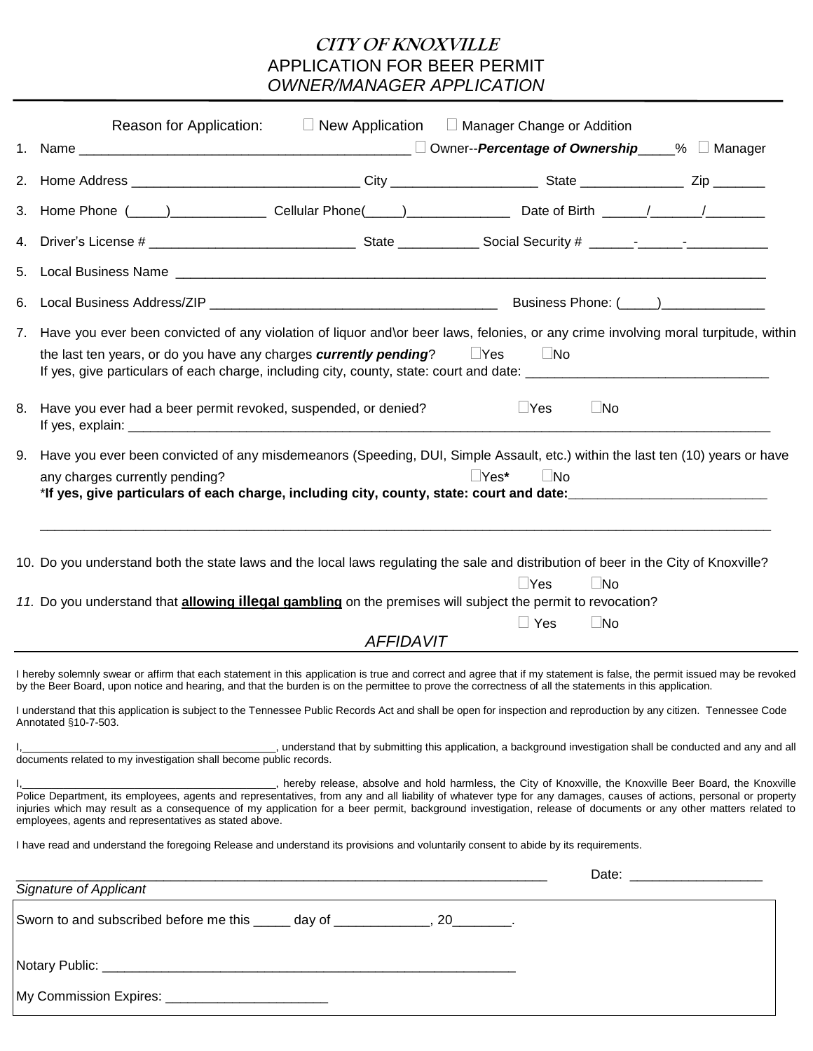# *CITY OF KNOXVILLE*

## APPLICATION FOR BEER PERMIT

## *OWNER/MANAGER APPLICATION*

Reason for Application: ☐ New Application ☐ Manager Change or Addition

1. Name ____________________________________________ ☐ Owner--***Percentage of Ownership*** _____% ☐ Manager
2. Home Address ______________________________ City ___________________ State ______________ Zip _______
3. Home Phone (_____)_____________ Cellular Phone(_____)______________ Date of Birth ______/_______/________
4. Driver's License # ___________________________ State ___________ Social Security # ______-______-___________
5. Local Business Name ___________________________________________________________________________
6. Local Business Address/ZIP _______________________________________ Business Phone: (_____)______________
7. Have you ever been convicted of any violation of liquor and\or beer laws, felonies, or any crime involving moral turpitude, within the last ten years, or do you have any charges ***currently pending***? ☐Yes ☐No
   If yes, give particulars of each charge, including city, county, state: court and date: ________________________________
8. Have you ever had a beer permit revoked, suspended, or denied? ☐Yes ☐No
   If yes, explain: ____________________________________________________________________________________
9. Have you ever been convicted of any misdemeanors (Speeding, DUI, Simple Assault, etc.) within the last ten (10) years or have any charges currently pending? ☐Yes**\*** ☐No
   **\*If yes, give particulars of each charge, including city, county, state: court and date:**__________________________
   ____________________________________________________________________________________________________
10. Do you understand both the state laws and the local laws regulating the sale and distribution of beer in the City of Knoxville? ☐Yes ☐No
11. *Do you understand that* **allowing illegal gambling** *on the premises will subject the permit to revocation?* ☐ Yes ☐No

### *AFFIDAVIT*

I hereby solemnly swear or affirm that each statement in this application is true and correct and agree that if my statement is false, the permit issued may be revoked by the Beer Board, upon notice and hearing, and that the burden is on the permittee to prove the correctness of all the statements in this application.

I understand that this application is subject to the Tennessee Public Records Act and shall be open for inspection and reproduction by any citizen. Tennessee Code Annotated §10-7-503.

I,_________________________________________, understand that by submitting this application, a background investigation shall be conducted and any and all documents related to my investigation shall become public records.

I,_________________________________________, hereby release, absolve and hold harmless, the City of Knoxville, the Knoxville Beer Board, the Knoxville Police Department, its employees, agents and representatives, from any and all liability of whatever type for any damages, causes of actions, personal or property injuries which may result as a consequence of my application for a beer permit, background investigation, release of documents or any other matters related to employees, agents and representatives as stated above.

I have read and understand the foregoing Release and understand its provisions and voluntarily consent to abide by its requirements.

_____________________________________________________________________________ Date: __________________

*Signature of Applicant*

Sworn to and subscribed before me this _____ day of _____________, 20________.

Notary Public: __________________________________________________________

My Commission Expires: ______________________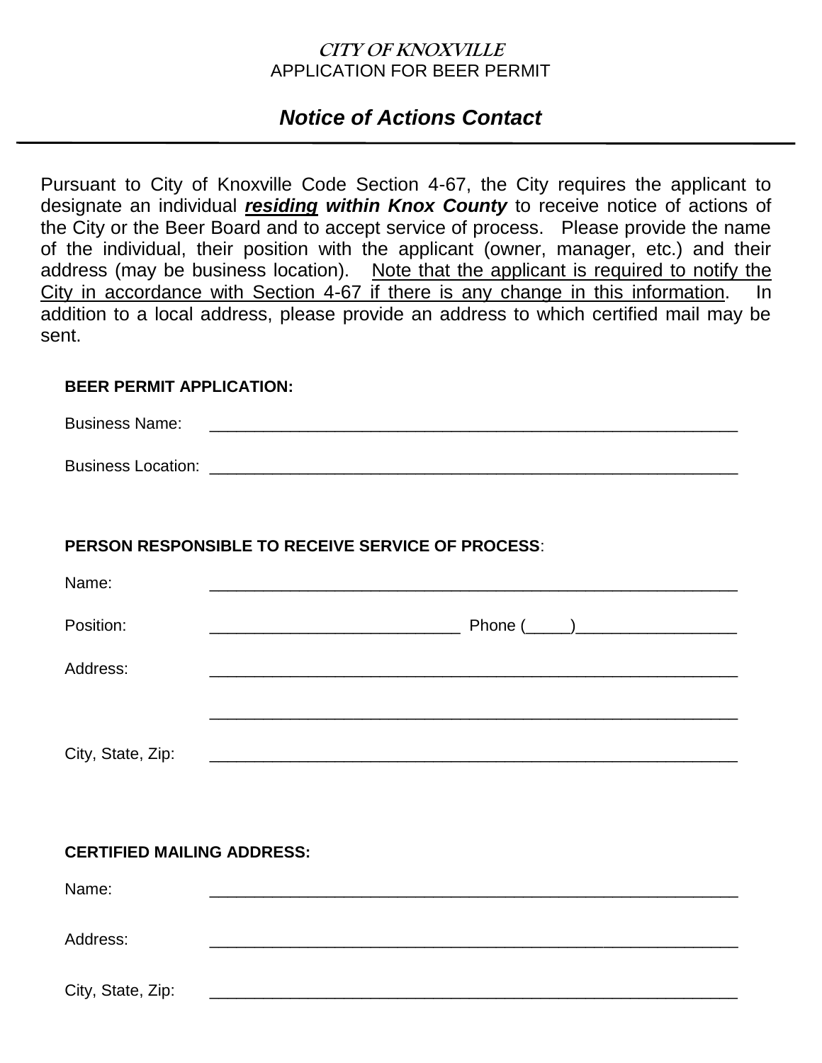*CITY OF KNOXVILLE*

APPLICATION FOR BEER PERMIT

## *Notice of Actions Contact*

---

Pursuant to City of Knoxville Code Section 4-67, the City requires the applicant to designate an individual ***residing within Knox County*** to receive notice of actions of the City or the Beer Board and to accept service of process. Please provide the name of the individual, their position with the applicant (owner, manager, etc.) and their address (may be business location). Note that the applicant is required to notify the City in accordance with Section 4-67 if there is any change in this information. In addition to a local address, please provide an address to which certified mail may be sent.

**BEER PERMIT APPLICATION:**

Business Name: ____________________________________________________________

Business Location: ____________________________________________________________

**PERSON RESPONSIBLE TO RECEIVE SERVICE OF PROCESS**:

Name: ____________________________________________________________

Position: ___________________________ Phone (_____)_________________

Address: ____________________________________________________________

____________________________________________________________

City, State, Zip: ____________________________________________________________

**CERTIFIED MAILING ADDRESS:**

Name: ____________________________________________________________

Address: ____________________________________________________________

City, State, Zip: ____________________________________________________________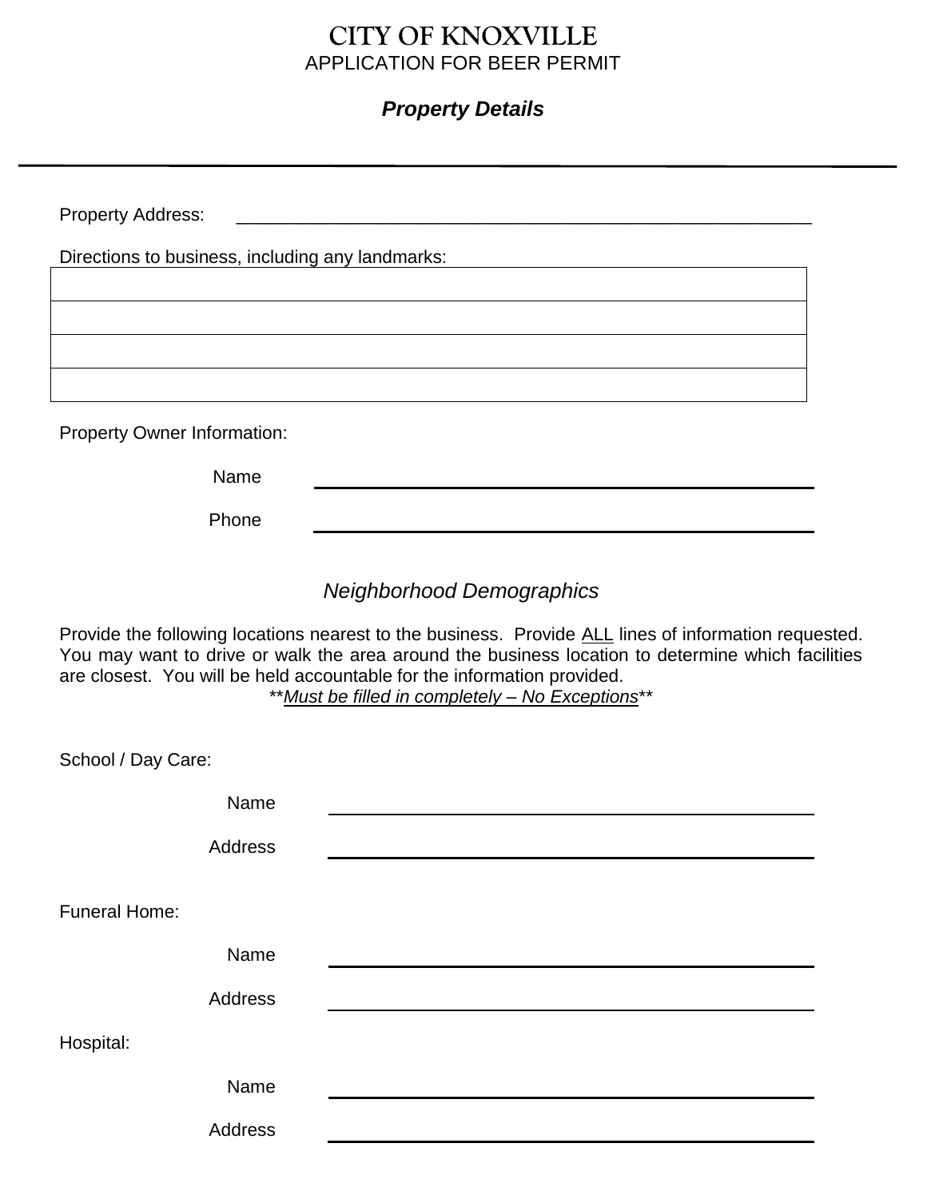# CITY OF KNOXVILLE

APPLICATION FOR BEER PERMIT

## ***Property Details***

---

Property Address: \_\_\_\_\_\_\_\_\_\_\_\_\_\_\_\_\_\_\_\_\_\_\_\_\_\_\_\_\_\_\_\_\_\_\_\_\_\_\_\_\_\_\_\_\_\_\_\_\_\_\_\_\_\_\_\_

Directions to business, including any landmarks:

| |
|---|
| |
| |
| |
| |

Property Owner Information:

Name \_\_\_\_\_\_\_\_\_\_\_\_\_\_\_\_\_\_\_\_\_\_\_\_\_\_\_\_\_\_\_\_\_\_\_\_\_\_\_\_

Phone \_\_\_\_\_\_\_\_\_\_\_\_\_\_\_\_\_\_\_\_\_\_\_\_\_\_\_\_\_\_\_\_\_\_\_\_\_\_\_\_

## *Neighborhood Demographics*

Provide the following locations nearest to the business. Provide ALL lines of information requested. You may want to drive or walk the area around the business location to determine which facilities are closest. You will be held accountable for the information provided.

\*\**Must be filled in completely – No Exceptions*\*\*

School / Day Care:

Name \_\_\_\_\_\_\_\_\_\_\_\_\_\_\_\_\_\_\_\_\_\_\_\_\_\_\_\_\_\_\_\_\_\_\_\_\_\_\_\_

Address \_\_\_\_\_\_\_\_\_\_\_\_\_\_\_\_\_\_\_\_\_\_\_\_\_\_\_\_\_\_\_\_\_\_\_\_\_\_\_\_

Funeral Home:

Name \_\_\_\_\_\_\_\_\_\_\_\_\_\_\_\_\_\_\_\_\_\_\_\_\_\_\_\_\_\_\_\_\_\_\_\_\_\_\_\_

Address \_\_\_\_\_\_\_\_\_\_\_\_\_\_\_\_\_\_\_\_\_\_\_\_\_\_\_\_\_\_\_\_\_\_\_\_\_\_\_\_

Hospital:

Name \_\_\_\_\_\_\_\_\_\_\_\_\_\_\_\_\_\_\_\_\_\_\_\_\_\_\_\_\_\_\_\_\_\_\_\_\_\_\_\_

Address \_\_\_\_\_\_\_\_\_\_\_\_\_\_\_\_\_\_\_\_\_\_\_\_\_\_\_\_\_\_\_\_\_\_\_\_\_\_\_\_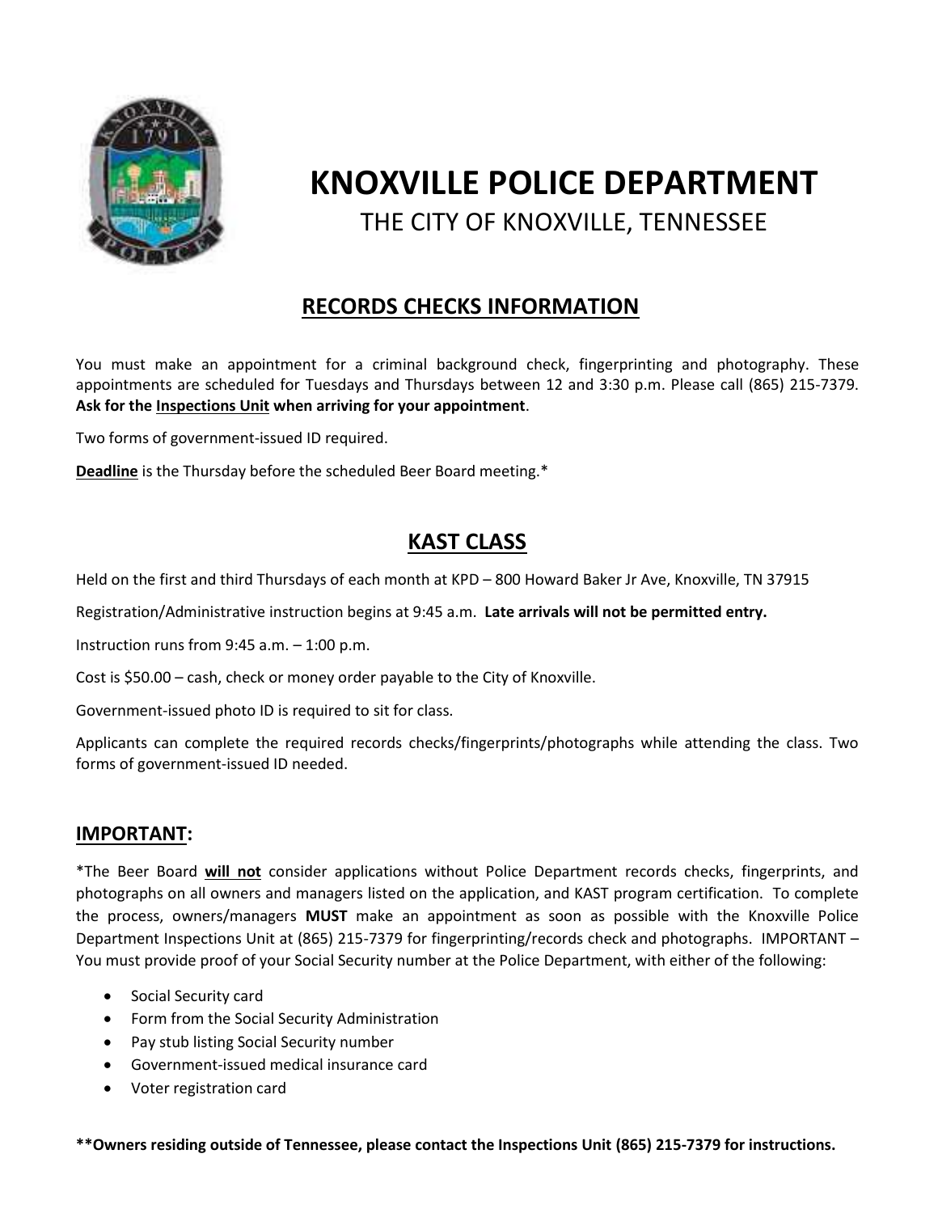# KNOXVILLE POLICE DEPARTMENT

THE CITY OF KNOXVILLE, TENNESSEE

## RECORDS CHECKS INFORMATION

You must make an appointment for a criminal background check, fingerprinting and photography. These appointments are scheduled for Tuesdays and Thursdays between 12 and 3:30 p.m. Please call (865) 215-7379. **Ask for the Inspections Unit when arriving for your appointment**.

Two forms of government-issued ID required.

**Deadline** is the Thursday before the scheduled Beer Board meeting.*

## KAST CLASS

Held on the first and third Thursdays of each month at KPD – 800 Howard Baker Jr Ave, Knoxville, TN 37915

Registration/Administrative instruction begins at 9:45 a.m. **Late arrivals will not be permitted entry.**

Instruction runs from 9:45 a.m. – 1:00 p.m.

Cost is $50.00 – cash, check or money order payable to the City of Knoxville.

Government-issued photo ID is required to sit for class.

Applicants can complete the required records checks/fingerprints/photographs while attending the class. Two forms of government-issued ID needed.

### IMPORTANT:

*The Beer Board **will not** consider applications without Police Department records checks, fingerprints, and photographs on all owners and managers listed on the application, and KAST program certification. To complete the process, owners/managers **MUST** make an appointment as soon as possible with the Knoxville Police Department Inspections Unit at (865) 215-7379 for fingerprinting/records check and photographs. IMPORTANT – You must provide proof of your Social Security number at the Police Department, with either of the following:

- Social Security card
- Form from the Social Security Administration
- Pay stub listing Social Security number
- Government-issued medical insurance card
- Voter registration card

****Owners residing outside of Tennessee, please contact the Inspections Unit (865) 215-7379 for instructions.**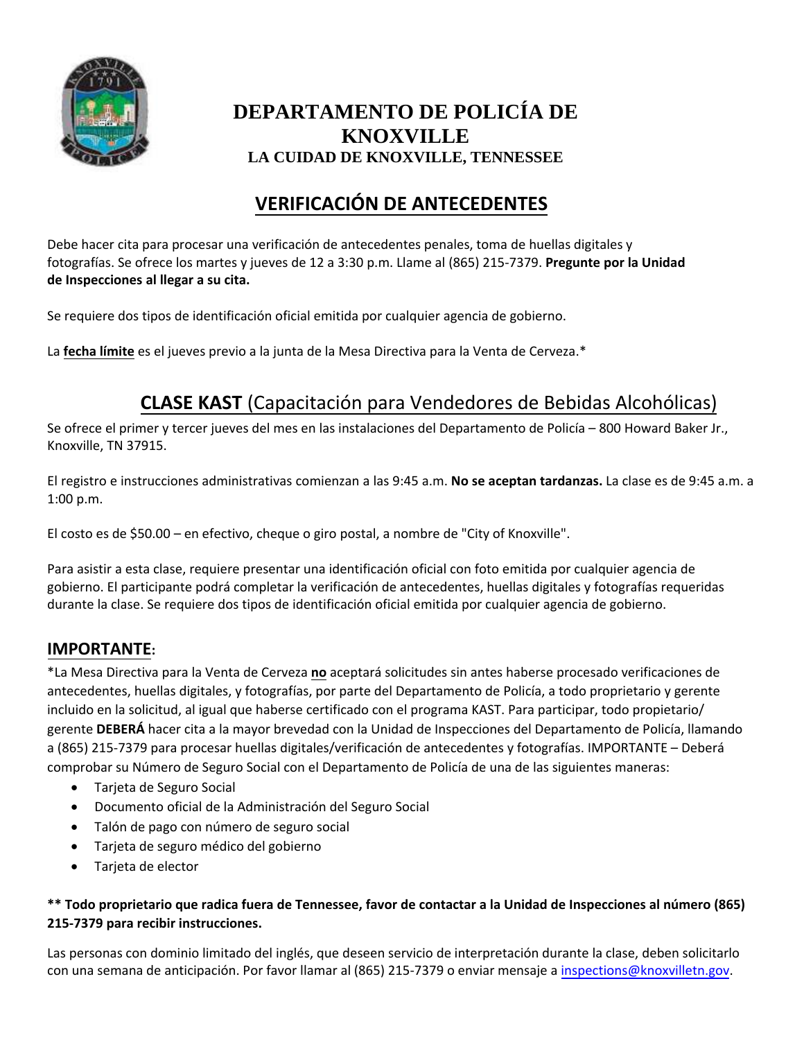# DEPARTAMENTO DE POLICÍA DE KNOXVILLE

### LA CUIDAD DE KNOXVILLE, TENNESSEE

## VERIFICACIÓN DE ANTECEDENTES

Debe hacer cita para procesar una verificación de antecedentes penales, toma de huellas digitales y fotografías. Se ofrece los martes y jueves de 12 a 3:30 p.m. Llame al (865) 215-7379. **Pregunte por la Unidad de Inspecciones al llegar a su cita.**

Se requiere dos tipos de identificación oficial emitida por cualquier agencia de gobierno.

La **fecha límite** es el jueves previo a la junta de la Mesa Directiva para la Venta de Cerveza.*

## CLASE KAST (Capacitación para Vendedores de Bebidas Alcohólicas)

Se ofrece el primer y tercer jueves del mes en las instalaciones del Departamento de Policía – 800 Howard Baker Jr., Knoxville, TN 37915.

El registro e instrucciones administrativas comienzan a las 9:45 a.m. **No se aceptan tardanzas.** La clase es de 9:45 a.m. a 1:00 p.m.

El costo es de $50.00 – en efectivo, cheque o giro postal, a nombre de "City of Knoxville".

Para asistir a esta clase, requiere presentar una identificación oficial con foto emitida por cualquier agencia de gobierno. El participante podrá completar la verificación de antecedentes, huellas digitales y fotografías requeridas durante la clase. Se requiere dos tipos de identificación oficial emitida por cualquier agencia de gobierno.

### IMPORTANTE:

*La Mesa Directiva para la Venta de Cerveza **no** aceptará solicitudes sin antes haberse procesado verificaciones de antecedentes, huellas digitales, y fotografías, por parte del Departamento de Policía, a todo proprietario y gerente incluido en la solicitud, al igual que haberse certificado con el programa KAST. Para participar, todo propietario/ gerente **DEBERÁ** hacer cita a la mayor brevedad con la Unidad de Inspecciones del Departamento de Policía, llamando a (865) 215-7379 para procesar huellas digitales/verificación de antecedentes y fotografías. IMPORTANTE – Deberá comprobar su Número de Seguro Social con el Departamento de Policía de una de las siguientes maneras:

- Tarjeta de Seguro Social
- Documento oficial de la Administración del Seguro Social
- Talón de pago con número de seguro social
- Tarjeta de seguro médico del gobierno
- Tarjeta de elector

**** Todo proprietario que radica fuera de Tennessee, favor de contactar a la Unidad de Inspecciones al número (865) 215-7379 para recibir instrucciones.**

Las personas con dominio limitado del inglés, que deseen servicio de interpretación durante la clase, deben solicitarlo con una semana de anticipación. Por favor llamar al (865) 215-7379 o enviar mensaje a inspections@knoxvilletn.gov.